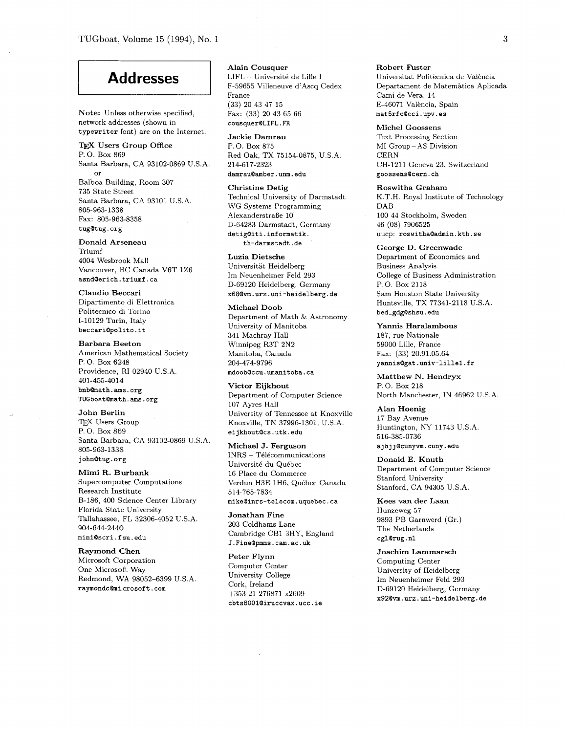# Addresses

**Note:** Unless otherwise specified, network addresses (shown in `typewriter` font) are on the Internet.

**TEX Users Group Office**
P. O. Box 869
Santa Barbara, CA 93102-0869 U.S.A.
or
Balboa Building, Room 307
735 State Street
Santa Barbara, CA 93101 U.S.A.
805-963-1338
Fax: 805-963-8358
`tug@tug.org`

**Donald Arseneau**
Triumf
4004 Wesbrook Mall
Vancouver, BC Canada V6T 1Z6
`asnd@erich.triumf.ca`

**Claudio Beccari**
Dipartimento di Elettronica
Politecnico di Torino
I-10129 Turin, Italy
`beccari@polito.it`

**Barbara Beeton**
American Mathematical Society
P. O. Box 6248
Providence, RI 02940 U.S.A.
401-455-4014
`bnb@math.ams.org`
`TUGboat@math.ams.org`

**John Berlin**
TEX Users Group
P. O. Box 869
Santa Barbara, CA 93102-0869 U.S.A.
805-963-1338
`john@tug.org`

**Mimi R. Burbank**
Supercomputer Computations
Research Institute
B-186, 400 Science Center Library
Florida State University
Tallahassee, FL 32306-4052 U.S.A.
904-644-2440
`mimi@scri.fsu.edu`

**Raymond Chen**
Microsoft Corporation
One Microsoft Way
Redmond, WA 98052-6399 U.S.A.
`raymondc@microsoft.com`

**Alain Cousquer**
LIFL – Université de Lille I
F-59655 Villeneuve d'Ascq Cedex
France
(33) 20 43 47 15
Fax: (33) 20 43 65 66
`cousquer@LIFL.FR`

**Jackie Damrau**
P. O. Box 875
Red Oak, TX 75154-0875, U.S.A.
214-617-2323
`damrau@amber.unm.edu`

**Christine Detig**
Technical University of Darmstadt
WG Systems Programming
Alexanderstraße 10
D-64283 Darmstadt, Germany
`detig@iti.informatik.th-darmstadt.de`

**Luzia Dietsche**
Universität Heidelberg
Im Neuenheimer Feld 293
D-69120 Heidelberg, Germany
`x68@vm.urz.uni-heidelberg.de`

**Michael Doob**
Department of Math & Astronomy
University of Manitoba
341 Machray Hall
Winnipeg R3T 2N2
Manitoba, Canada
204-474-9796
`mdoob@ccu.umanitoba.ca`

**Victor Eijkhout**
Department of Computer Science
107 Ayres Hall
University of Tennessee at Knoxville
Knoxville, TN 37996-1301, U.S.A.
`eijkhout@cs.utk.edu`

**Michael J. Ferguson**
INRS – Télécommunications
Université du Québec
16 Place du Commerce
Verdun H3E 1H6, Québec Canada
514-765-7834
`mike@inrs-telecom.uquebec.ca`

**Jonathan Fine**
203 Coldhams Lane
Cambridge CB1 3HY, England
`J.Fine@pmms.cam.ac.uk`

**Peter Flynn**
Computer Center
University College
Cork, Ireland
+353 21 276871 x2609
`cbts8001@iruccvax.ucc.ie`

**Robert Fuster**
Universitat Politècnica de València
Departament de Matemàtica Aplicada
Camí de Vera, 14
E-46071 València, Spain
`mat5rfc@cci.upv.es`

**Michel Goossens**
Text Processing Section
MI Group – AS Division
CERN
CH-1211 Geneva 23, Switzerland
`goossens@cern.ch`

**Roswitha Graham**
K.T.H. Royal Institute of Technology
DAB
100 44 Stockholm, Sweden
46 (08) 7906525
uucp: `roswitha@admin.kth.se`

**George D. Greenwade**
Department of Economics and
Business Analysis
College of Business Administration
P. O. Box 2118
Sam Houston State University
Huntsville, TX 77341-2118 U.S.A.
`bed_gdg@shsu.edu`

**Yannis Haralambous**
187, rue Nationale
59000 Lille, France
Fax: (33) 20.91.05.64
`yannis@gat.univ-lille1.fr`

**Matthew N. Hendryx**
P. O. Box 218
North Manchester, IN 46962 U.S.A.

**Alan Hoenig**
17 Bay Avenue
Huntington, NY 11743 U.S.A.
516-385-0736
`ajhjj@cunyvm.cuny.edu`

**Donald E. Knuth**
Department of Computer Science
Stanford University
Stanford, CA 94305 U.S.A.

**Kees van der Laan**
Hunzeweg 57
9893 PB Garnwerd (Gr.)
The Netherlands
`cgl@rug.nl`

**Joachim Lammarsch**
Computing Center
University of Heidelberg
Im Neuenheimer Feld 293
D-69120 Heidelberg, Germany
`x92@vm.urz.uni-heidelberg.de`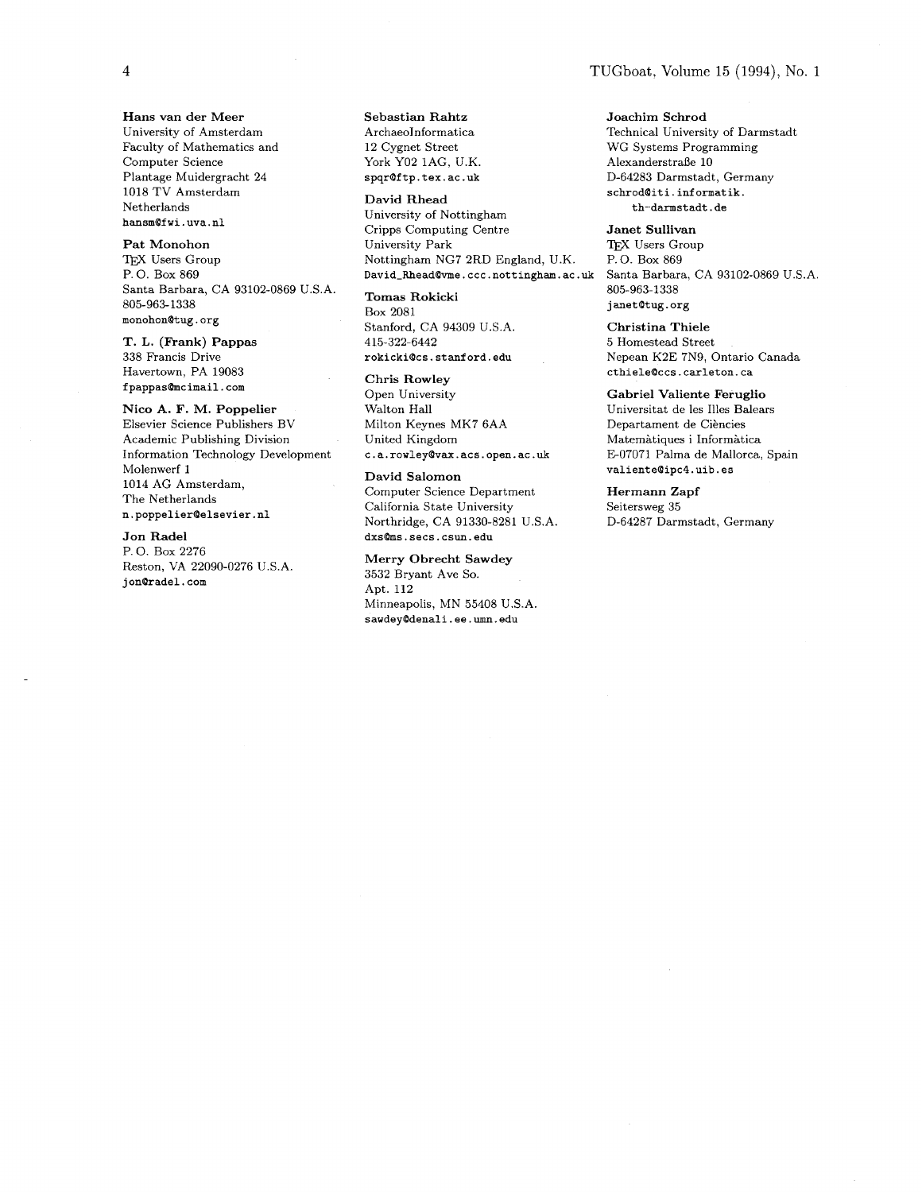**Hans van der Meer**
University of Amsterdam
Faculty of Mathematics and
Computer Science
Plantage Muidergracht 24
1018 TV Amsterdam
Netherlands
hansm@fwi.uva.nl

**Pat Monohon**
TEX Users Group
P. O. Box 869
Santa Barbara, CA 93102-0869 U.S.A.
805-963-1338
monohon@tug.org

**T. L. (Frank) Pappas**
338 Francis Drive
Havertown, PA 19083
fpappas@mcimail.com

**Nico A. F. M. Poppelier**
Elsevier Science Publishers BV
Academic Publishing Division
Information Technology Development
Molenwerf 1
1014 AG Amsterdam,
The Netherlands
n.poppelier@elsevier.nl

**Jon Radel**
P. O. Box 2276
Reston, VA 22090-0276 U.S.A.
jon@radel.com

**Sebastian Rahtz**
ArchaeoInformatica
12 Cygnet Street
York Y02 1AG, U.K.
spqr@ftp.tex.ac.uk

**David Rhead**
University of Nottingham
Cripps Computing Centre
University Park
Nottingham NG7 2RD England, U.K.
David_Rhead@vme.ccc.nottingham.ac.uk

**Tomas Rokicki**
Box 2081
Stanford, CA 94309 U.S.A.
415-322-6442
rokicki@cs.stanford.edu

**Chris Rowley**
Open University
Walton Hall
Milton Keynes MK7 6AA
United Kingdom
c.a.rowley@vax.acs.open.ac.uk

**David Salomon**
Computer Science Department
California State University
Northridge, CA 91330-8281 U.S.A.
dxs@ms.secs.csun.edu

**Merry Obrecht Sawdey**
3532 Bryant Ave So.
Apt. 112
Minneapolis, MN 55408 U.S.A.
sawdey@denali.ee.umn.edu

**Joachim Schrod**
Technical University of Darmstadt
WG Systems Programming
Alexanderstraße 10
D-64283 Darmstadt, Germany
schrod@iti.informatik.th-darmstadt.de

**Janet Sullivan**
TEX Users Group
P. O. Box 869
Santa Barbara, CA 93102-0869 U.S.A.
805-963-1338
janet@tug.org

**Christina Thiele**
5 Homestead Street
Nepean K2E 7N9, Ontario Canada
cthiele@ccs.carleton.ca

**Gabriel Valiente Feruglio**
Universitat de les Illes Balears
Departament de Ciències
Matemàtiques i Informàtica
E-07071 Palma de Mallorca, Spain
valiente@ipc4.uib.es

**Hermann Zapf**
Seitersweg 35
D-64287 Darmstadt, Germany